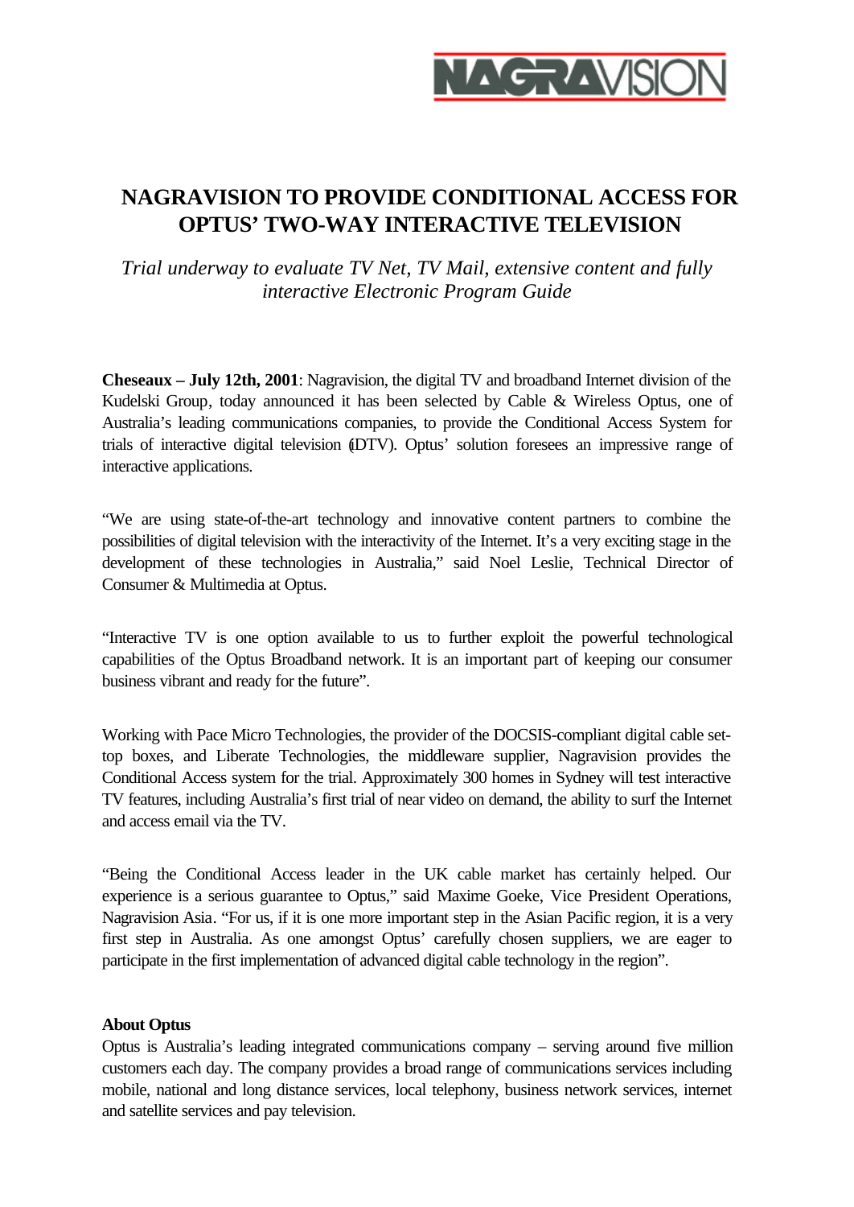# NAGRAVISION TO PROVIDE CONDITIONAL ACCESS FOR OPTUS' TWO-WAY INTERACTIVE TELEVISION

*Trial underway to evaluate TV Net, TV Mail, extensive content and fully interactive Electronic Program Guide*

**Cheseaux – July 12th, 2001**: Nagravision, the digital TV and broadband Internet division of the Kudelski Group, today announced it has been selected by Cable & Wireless Optus, one of Australia's leading communications companies, to provide the Conditional Access System for trials of interactive digital television (iDTV). Optus' solution foresees an impressive range of interactive applications.

"We are using state-of-the-art technology and innovative content partners to combine the possibilities of digital television with the interactivity of the Internet. It's a very exciting stage in the development of these technologies in Australia," said Noel Leslie, Technical Director of Consumer & Multimedia at Optus.

"Interactive TV is one option available to us to further exploit the powerful technological capabilities of the Optus Broadband network. It is an important part of keeping our consumer business vibrant and ready for the future".

Working with Pace Micro Technologies, the provider of the DOCSIS-compliant digital cable set-top boxes, and Liberate Technologies, the middleware supplier, Nagravision provides the Conditional Access system for the trial. Approximately 300 homes in Sydney will test interactive TV features, including Australia's first trial of near video on demand, the ability to surf the Internet and access email via the TV.

"Being the Conditional Access leader in the UK cable market has certainly helped. Our experience is a serious guarantee to Optus," said Maxime Goeke, Vice President Operations, Nagravision Asia. "For us, if it is one more important step in the Asian Pacific region, it is a very first step in Australia. As one amongst Optus' carefully chosen suppliers, we are eager to participate in the first implementation of advanced digital cable technology in the region".

**About Optus**

Optus is Australia's leading integrated communications company – serving around five million customers each day. The company provides a broad range of communications services including mobile, national and long distance services, local telephony, business network services, internet and satellite services and pay television.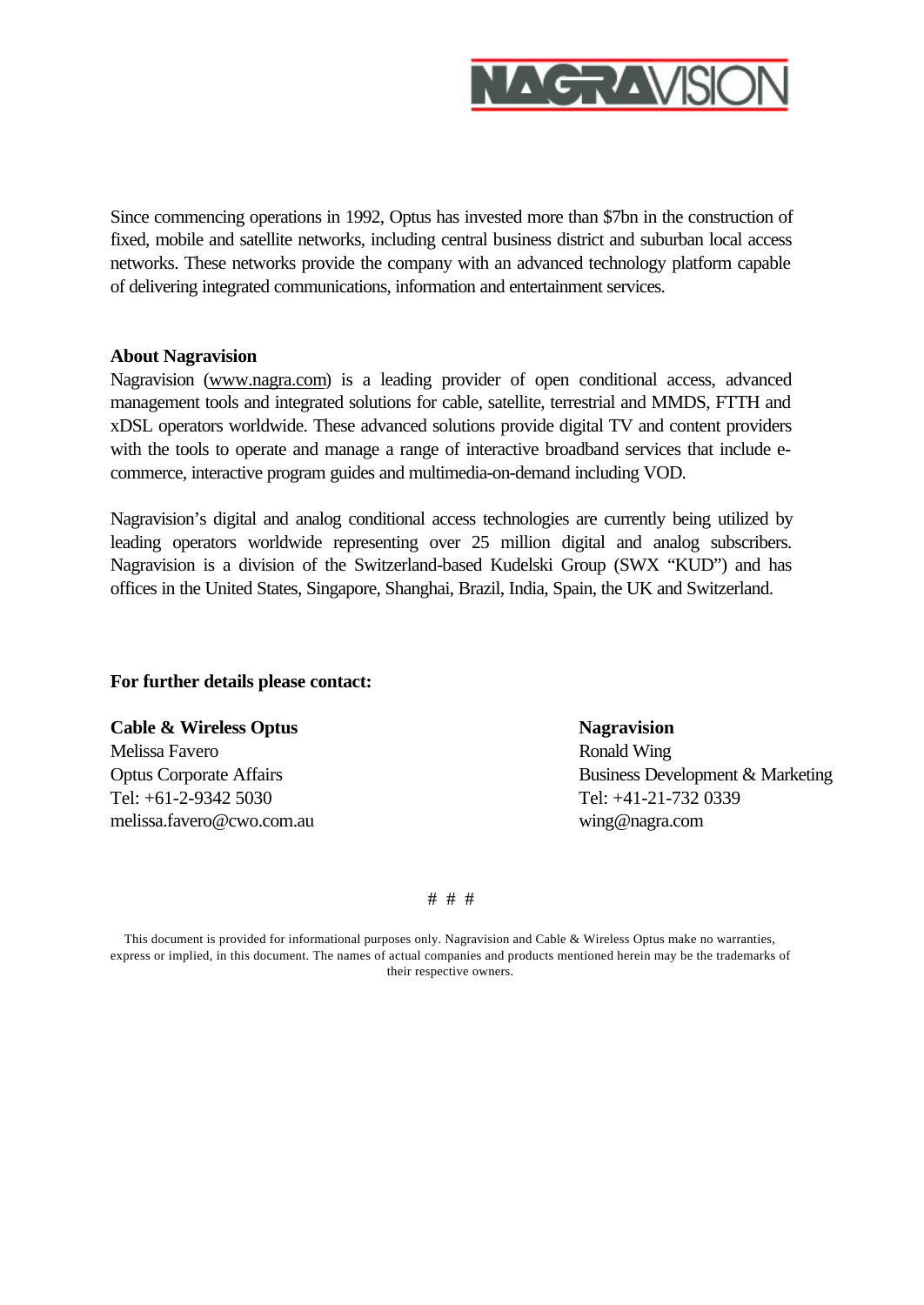Since commencing operations in 1992, Optus has invested more than $7bn in the construction of fixed, mobile and satellite networks, including central business district and suburban local access networks. These networks provide the company with an advanced technology platform capable of delivering integrated communications, information and entertainment services.

**About Nagravision**

Nagravision (www.nagra.com) is a leading provider of open conditional access, advanced management tools and integrated solutions for cable, satellite, terrestrial and MMDS, FTTH and xDSL operators worldwide. These advanced solutions provide digital TV and content providers with the tools to operate and manage a range of interactive broadband services that include e-commerce, interactive program guides and multimedia-on-demand including VOD.

Nagravision's digital and analog conditional access technologies are currently being utilized by leading operators worldwide representing over 25 million digital and analog subscribers. Nagravision is a division of the Switzerland-based Kudelski Group (SWX "KUD") and has offices in the United States, Singapore, Shanghai, Brazil, India, Spain, the UK and Switzerland.

**For further details please contact:**

**Cable & Wireless Optus**
Melissa Favero
Optus Corporate Affairs
Tel: +61-2-9342 5030
melissa.favero@cwo.com.au

**Nagravision**
Ronald Wing
Business Development & Marketing
Tel: +41-21-732 0339
wing@nagra.com

# # #

This document is provided for informational purposes only. Nagravision and Cable & Wireless Optus make no warranties, express or implied, in this document. The names of actual companies and products mentioned herein may be the trademarks of their respective owners.